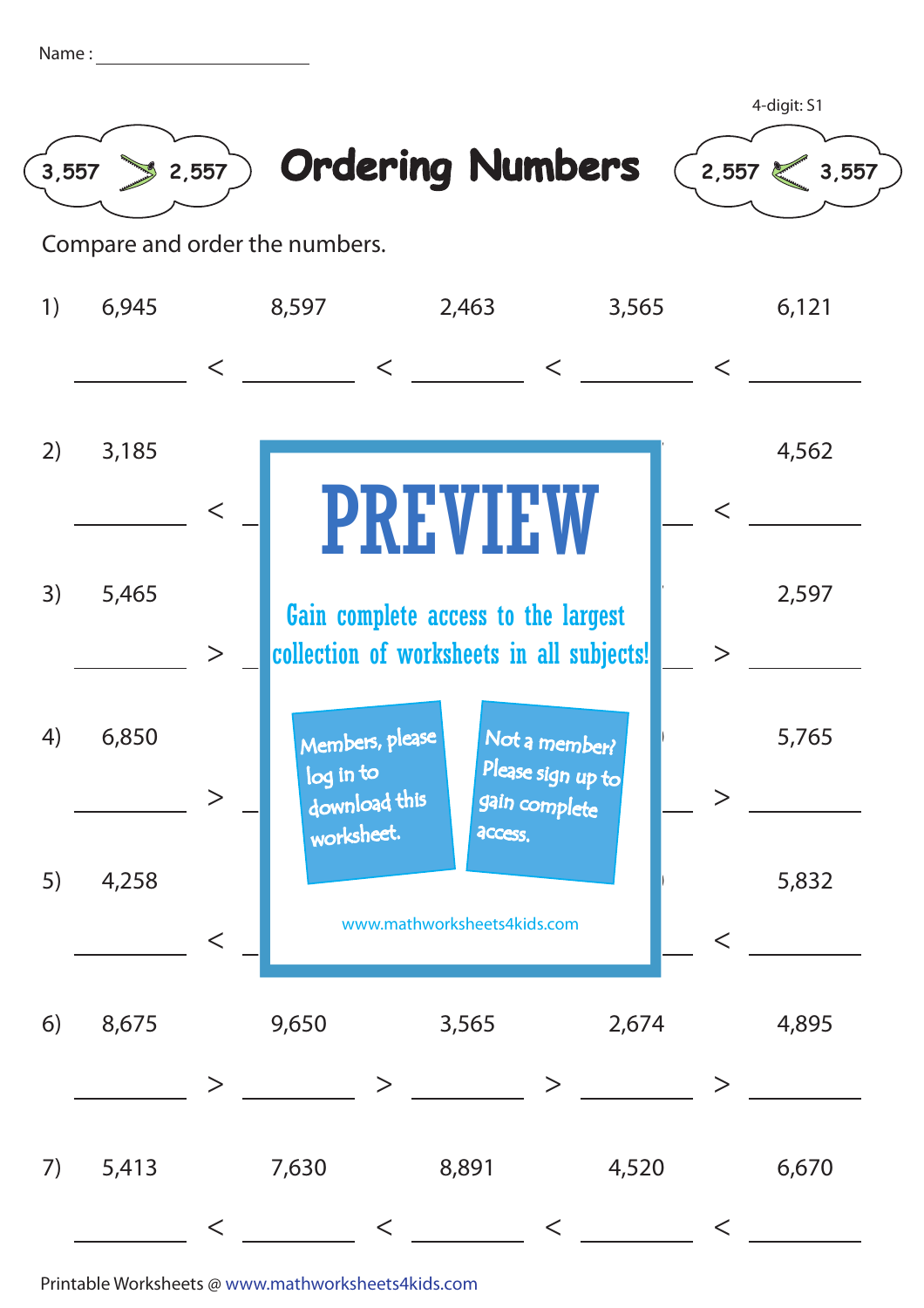Name : ____________________

4-digit: S1

3,557 > 2,557

# Ordering Numbers

2,557 < 3,557

Compare and order the numbers.

1) 6,945 8,597 2,463 3,565 6,121

_______ < _______ < _______ < _______ < _______

2) 3,185 4,562

_______ < _______ < _______

3) 5,465 2,597

_______ > _______ > _______

4) 6,850 5,765

_______ > _______ > _______

5) 4,258 5,832

_______ < _______ < _______

PREVIEW

Gain complete access to the largest collection of worksheets in all subjects!

Members, please log in to download this worksheet.

Not a member? Please sign up to gain complete access.

www.mathworksheets4kids.com

6) 8,675 9,650 3,565 2,674 4,895

_______ > _______ > _______ > _______ > _______

7) 5,413 7,630 8,891 4,520 6,670

_______ < _______ < _______ < _______ < _______

Printable Worksheets @ www.mathworksheets4kids.com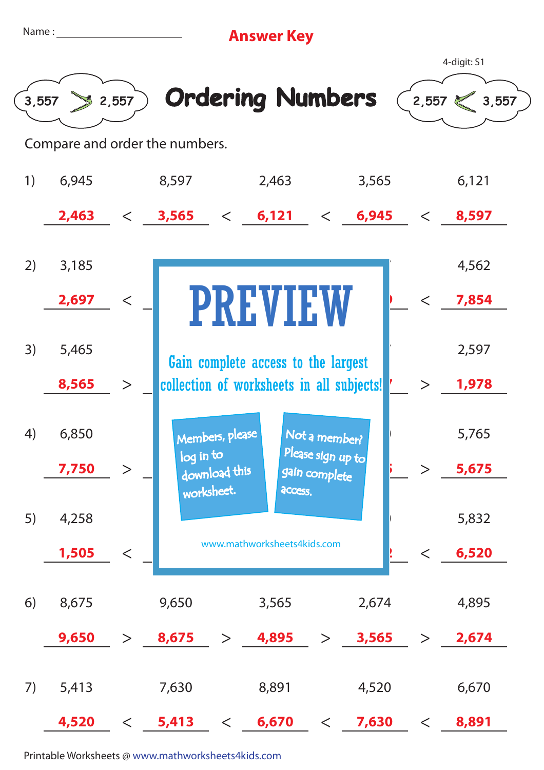Name :

**Answer Key**

4-digit: S1

3,557 > 2,557

# Ordering Numbers

2,557 < 3,557

Compare and order the numbers.

1) 6,945 8,597 2,463 3,565 6,121

**2,463** < **3,565** < **6,121** < **6,945** < **8,597**

2) 3,185 4,562

**2,697** < < **7,854**

3) 5,465 2,597

**8,565** > > **1,978**

4) 6,850 5,765

**7,750** > > **5,675**

5) 4,258 5,832

**1,505** < < **6,520**

PREVIEW

Gain complete access to the largest collection of worksheets in all subjects!

Members, please log in to download this worksheet.

Not a member? Please sign up to gain complete access.

www.mathworksheets4kids.com

6) 8,675 9,650 3,565 2,674 4,895

**9,650** > **8,675** > **4,895** > **3,565** > **2,674**

7) 5,413 7,630 8,891 4,520 6,670

**4,520** < **5,413** < **6,670** < **7,630** < **8,891**

Printable Worksheets @ www.mathworksheets4kids.com